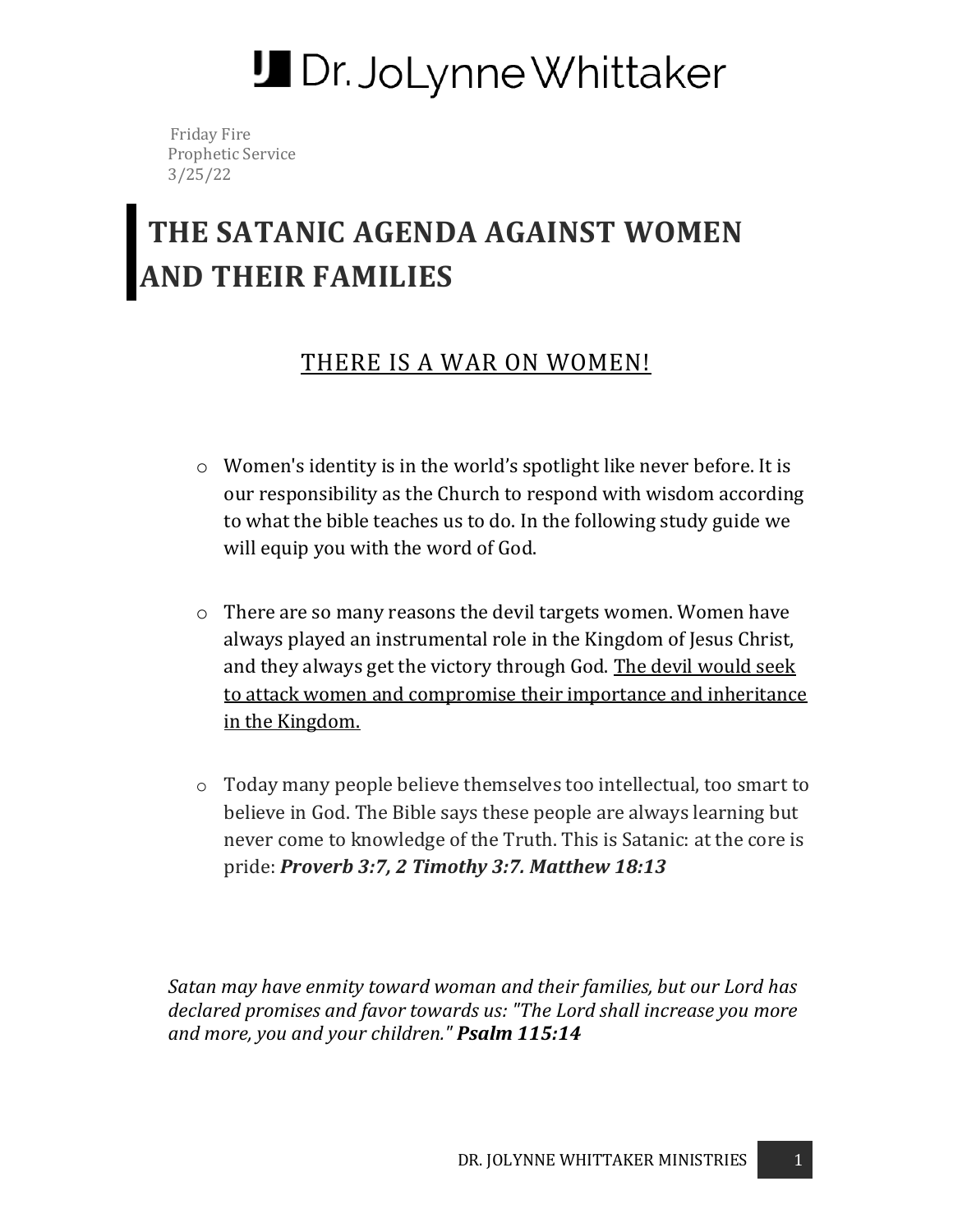# Dr. JoLynne Whittaker

Friday Fire
Prophetic Service
3/25/22

# THE SATANIC AGENDA AGAINST WOMEN AND THEIR FAMILIES

## <u>THERE IS A WAR ON WOMEN!</u>

- Women's identity is in the world's spotlight like never before. It is our responsibility as the Church to respond with wisdom according to what the bible teaches us to do. In the following study guide we will equip you with the word of God.

- There are so many reasons the devil targets women. Women have always played an instrumental role in the Kingdom of Jesus Christ, and they always get the victory through God. <u>The devil would seek to attack women and compromise their importance and inheritance in the Kingdom.</u>

- Today many people believe themselves too intellectual, too smart to believe in God. The Bible says these people are always learning but never come to knowledge of the Truth. This is Satanic: at the core is pride: ***Proverb 3:7, 2 Timothy 3:7. Matthew 18:13***

*Satan may have enmity toward woman and their families, but our Lord has declared promises and favor towards us: "The Lord shall increase you more and more, you and your children."* ***Psalm 115:14***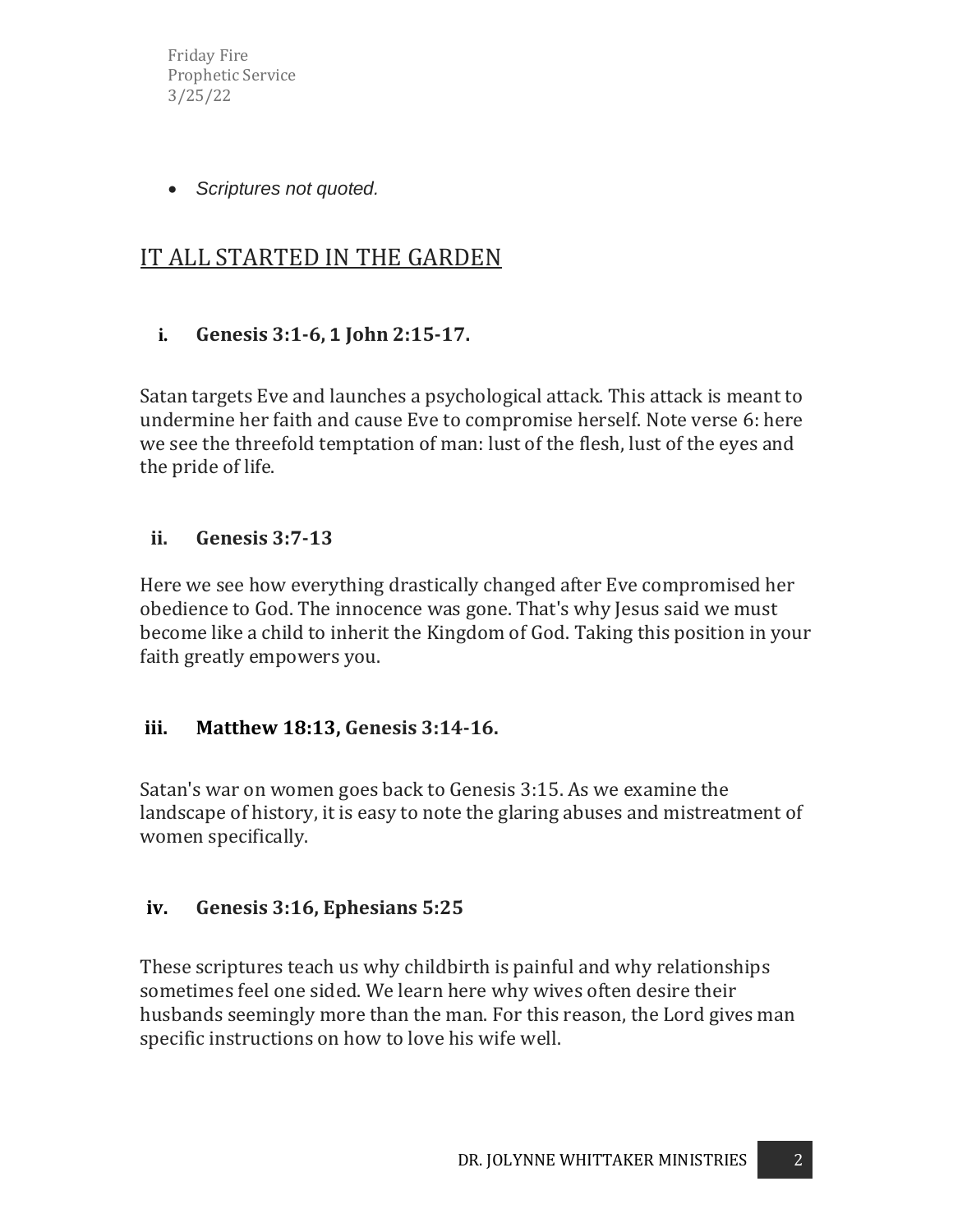Friday Fire
Prophetic Service
3/25/22

- *Scriptures not quoted.*

## IT ALL STARTED IN THE GARDEN

i. **Genesis 3:1-6, 1 John 2:15-17.**

Satan targets Eve and launches a psychological attack. This attack is meant to undermine her faith and cause Eve to compromise herself. Note verse 6: here we see the threefold temptation of man: lust of the flesh, lust of the eyes and the pride of life.

ii. **Genesis 3:7-13**

Here we see how everything drastically changed after Eve compromised her obedience to God. The innocence was gone. That's why Jesus said we must become like a child to inherit the Kingdom of God. Taking this position in your faith greatly empowers you.

iii. **Matthew 18:13, Genesis 3:14-16.**

Satan's war on women goes back to Genesis 3:15. As we examine the landscape of history, it is easy to note the glaring abuses and mistreatment of women specifically.

iv. **Genesis 3:16, Ephesians 5:25**

These scriptures teach us why childbirth is painful and why relationships sometimes feel one sided. We learn here why wives often desire their husbands seemingly more than the man. For this reason, the Lord gives man specific instructions on how to love his wife well.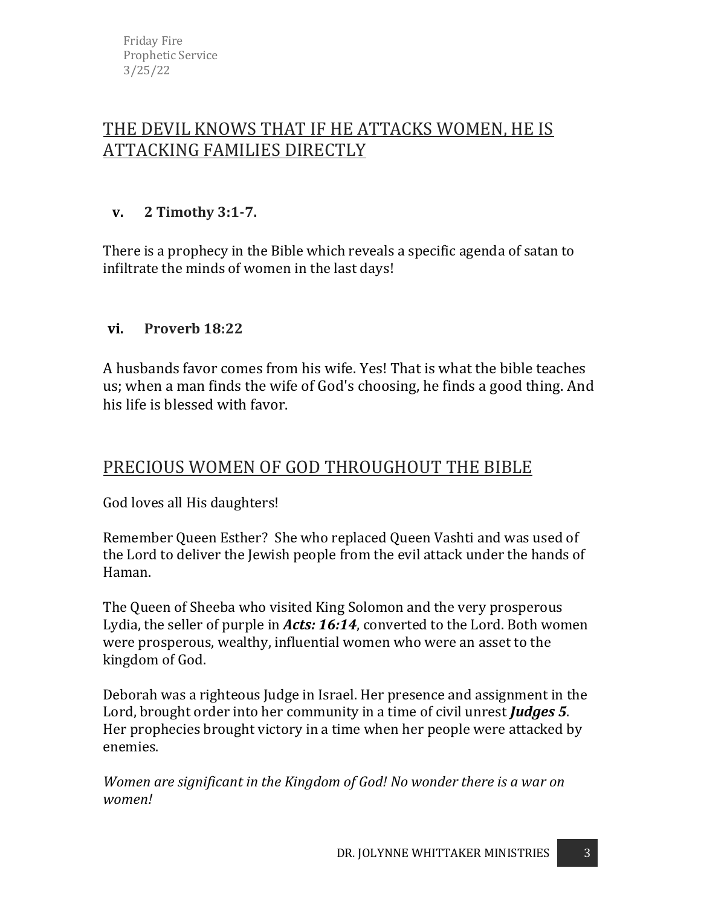## THE DEVIL KNOWS THAT IF HE ATTACKS WOMEN, HE IS ATTACKING FAMILIES DIRECTLY

**v. 2 Timothy 3:1-7.**

There is a prophecy in the Bible which reveals a specific agenda of satan to infiltrate the minds of women in the last days!

**vi. Proverb 18:22**

A husbands favor comes from his wife. Yes! That is what the bible teaches us; when a man finds the wife of God's choosing, he finds a good thing. And his life is blessed with favor.

## PRECIOUS WOMEN OF GOD THROUGHOUT THE BIBLE

God loves all His daughters!

Remember Queen Esther? She who replaced Queen Vashti and was used of the Lord to deliver the Jewish people from the evil attack under the hands of Haman.

The Queen of Sheeba who visited King Solomon and the very prosperous Lydia, the seller of purple in ***Acts: 16:14***, converted to the Lord. Both women were prosperous, wealthy, influential women who were an asset to the kingdom of God.

Deborah was a righteous Judge in Israel. Her presence and assignment in the Lord, brought order into her community in a time of civil unrest ***Judges 5***. Her prophecies brought victory in a time when her people were attacked by enemies.

*Women are significant in the Kingdom of God! No wonder there is a war on women!*